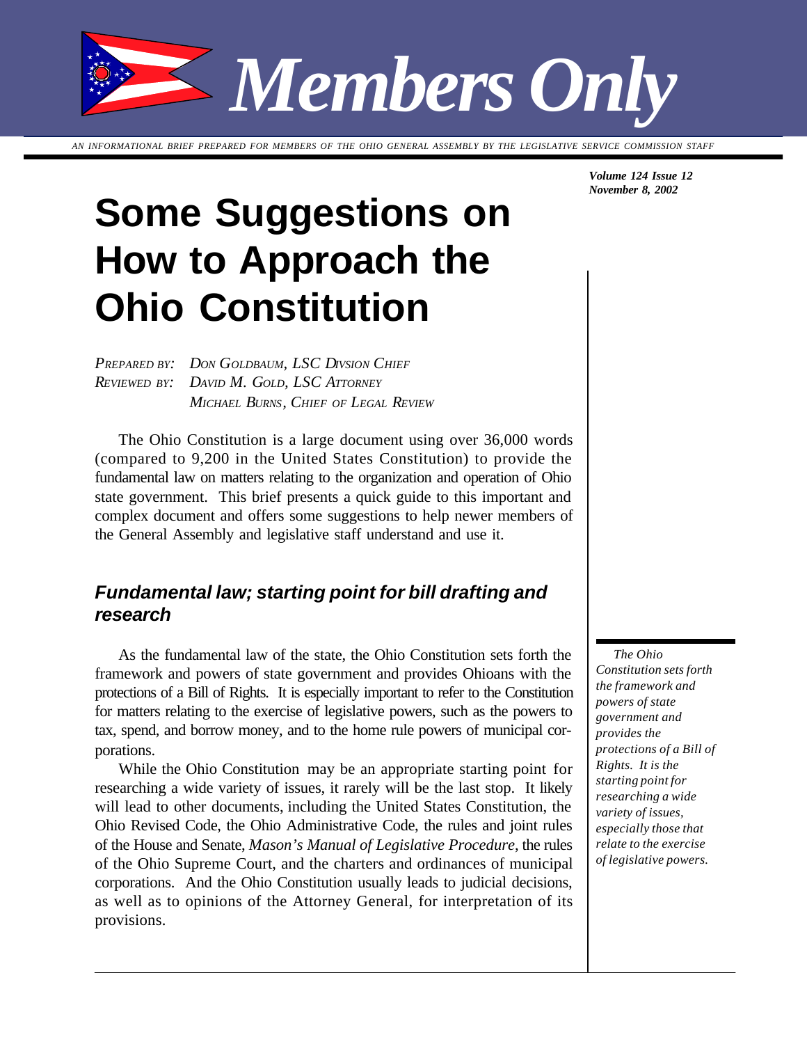# Members Only

AN INFORMATIONAL BRIEF PREPARED FOR MEMBERS OF THE OHIO GENERAL ASSEMBLY BY THE LEGISLATIVE SERVICE COMMISSION STAFF

***Volume 124 Issue 12***
***November 8, 2002***

# Some Suggestions on How to Approach the Ohio Constitution

*PREPARED BY: DON GOLDBAUM, LSC DIVSION CHIEF*
*REVIEWED BY: DAVID M. GOLD, LSC ATTORNEY*
*MICHAEL BURNS, CHIEF OF LEGAL REVIEW*

The Ohio Constitution is a large document using over 36,000 words (compared to 9,200 in the United States Constitution) to provide the fundamental law on matters relating to the organization and operation of Ohio state government. This brief presents a quick guide to this important and complex document and offers some suggestions to help newer members of the General Assembly and legislative staff understand and use it.

## *Fundamental law; starting point for bill drafting and research*

As the fundamental law of the state, the Ohio Constitution sets forth the framework and powers of state government and provides Ohioans with the protections of a Bill of Rights. It is especially important to refer to the Constitution for matters relating to the exercise of legislative powers, such as the powers to tax, spend, and borrow money, and to the home rule powers of municipal corporations.

While the Ohio Constitution may be an appropriate starting point for researching a wide variety of issues, it rarely will be the last stop. It likely will lead to other documents, including the United States Constitution, the Ohio Revised Code, the Ohio Administrative Code, the rules and joint rules of the House and Senate, *Mason's Manual of Legislative Procedure*, the rules of the Ohio Supreme Court, and the charters and ordinances of municipal corporations. And the Ohio Constitution usually leads to judicial decisions, as well as to opinions of the Attorney General, for interpretation of its provisions.

*The Ohio Constitution sets forth the framework and powers of state government and provides the protections of a Bill of Rights. It is the starting point for researching a wide variety of issues, especially those that relate to the exercise of legislative powers.*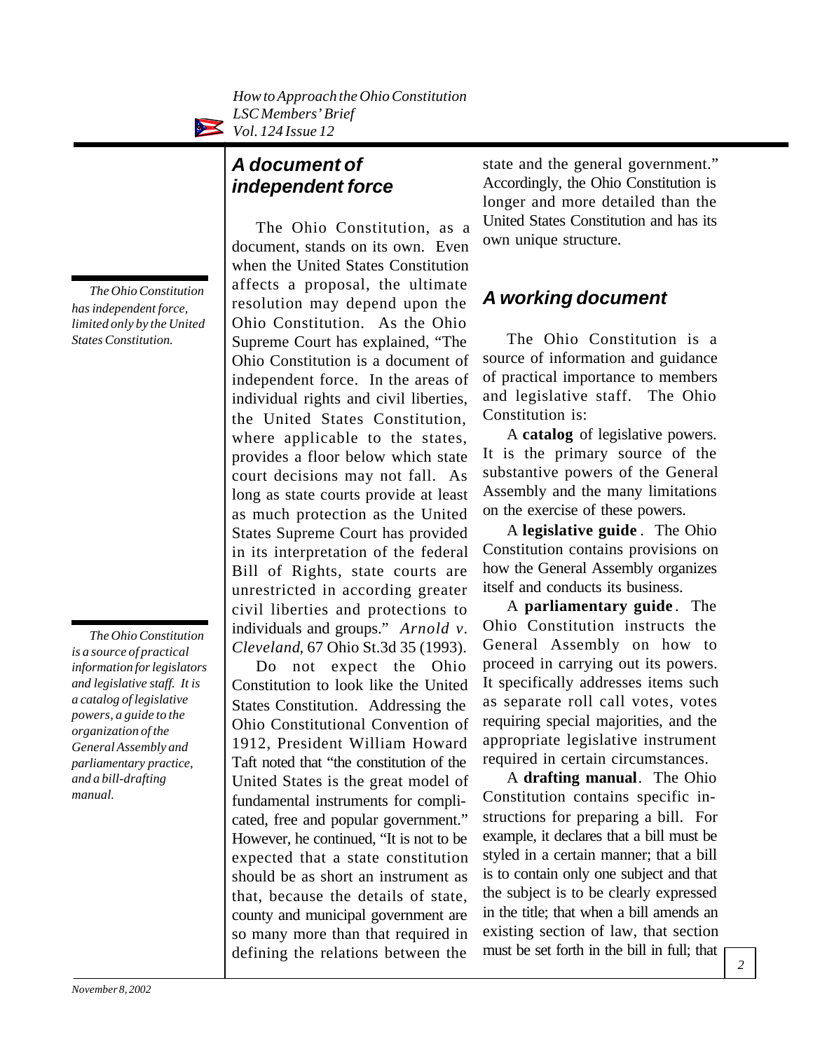## A document of independent force

*The Ohio Constitution has independent force, limited only by the United States Constitution.*

The Ohio Constitution, as a document, stands on its own. Even when the United States Constitution affects a proposal, the ultimate resolution may depend upon the Ohio Constitution. As the Ohio Supreme Court has explained, "The Ohio Constitution is a document of independent force. In the areas of individual rights and civil liberties, the United States Constitution, where applicable to the states, provides a floor below which state court decisions may not fall. As long as state courts provide at least as much protection as the United States Supreme Court has provided in its interpretation of the federal Bill of Rights, state courts are unrestricted in according greater civil liberties and protections to individuals and groups." *Arnold v. Cleveland*, 67 Ohio St.3d 35 (1993).

Do not expect the Ohio Constitution to look like the United States Constitution. Addressing the Ohio Constitutional Convention of 1912, President William Howard Taft noted that "the constitution of the United States is the great model of fundamental instruments for complicated, free and popular government." However, he continued, "It is not to be expected that a state constitution should be as short an instrument as that, because the details of state, county and municipal government are so many more than that required in defining the relations between the state and the general government." Accordingly, the Ohio Constitution is longer and more detailed than the United States Constitution and has its own unique structure.

## A working document

*The Ohio Constitution is a source of practical information for legislators and legislative staff. It is a catalog of legislative powers, a guide to the organization of the General Assembly and parliamentary practice, and a bill-drafting manual.*

The Ohio Constitution is a source of information and guidance of practical importance to members and legislative staff. The Ohio Constitution is:

A **catalog** of legislative powers. It is the primary source of the substantive powers of the General Assembly and the many limitations on the exercise of these powers.

A **legislative guide**. The Ohio Constitution contains provisions on how the General Assembly organizes itself and conducts its business.

A **parliamentary guide**. The Ohio Constitution instructs the General Assembly on how to proceed in carrying out its powers. It specifically addresses items such as separate roll call votes, votes requiring special majorities, and the appropriate legislative instrument required in certain circumstances.

A **drafting manual**. The Ohio Constitution contains specific instructions for preparing a bill. For example, it declares that a bill must be styled in a certain manner; that a bill is to contain only one subject and that the subject is to be clearly expressed in the title; that when a bill amends an existing section of law, that section must be set forth in the bill in full; that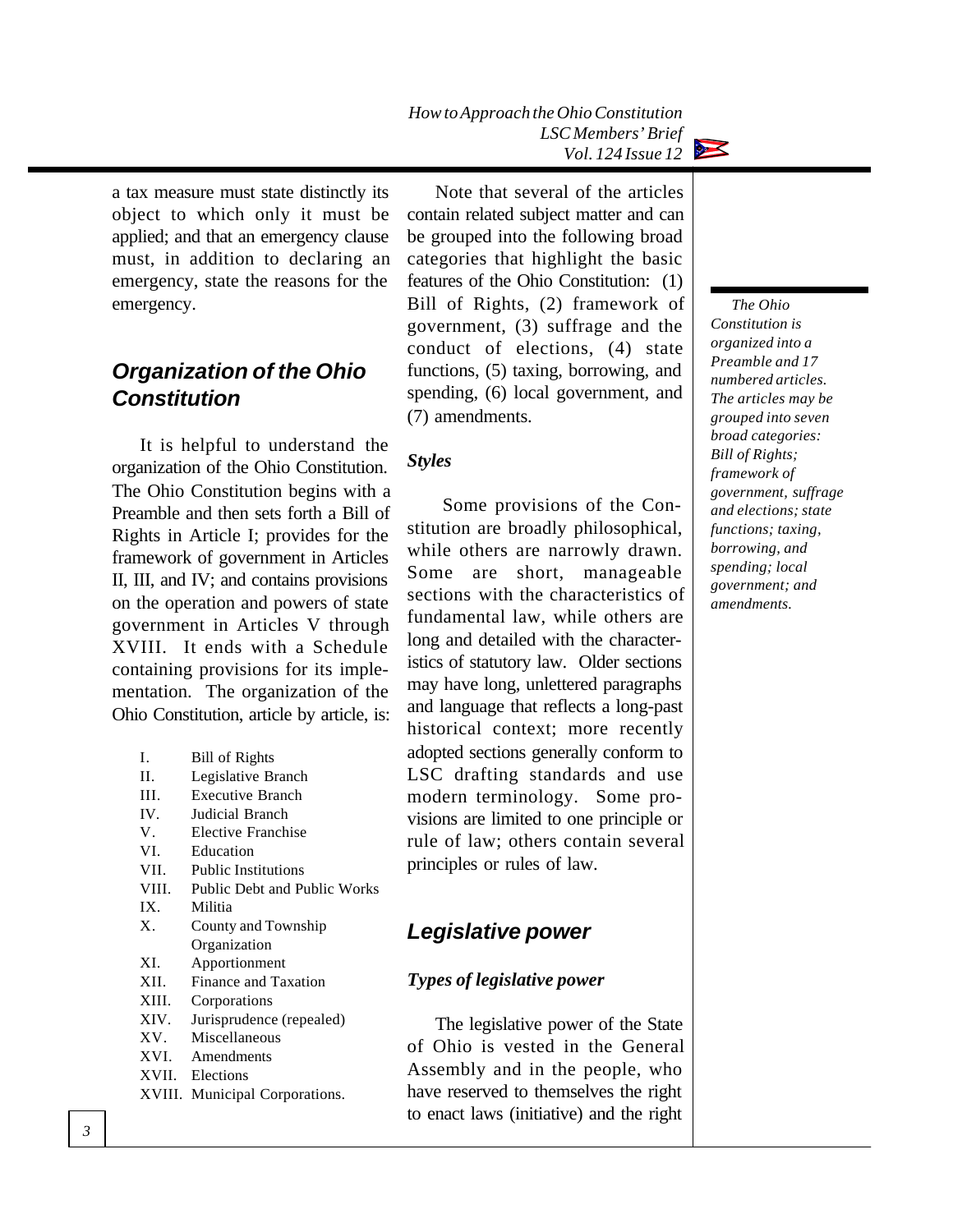a tax measure must state distinctly its object to which only it must be applied; and that an emergency clause must, in addition to declaring an emergency, state the reasons for the emergency.

## *Organization of the Ohio Constitution*

It is helpful to understand the organization of the Ohio Constitution. The Ohio Constitution begins with a Preamble and then sets forth a Bill of Rights in Article I; provides for the framework of government in Articles II, III, and IV; and contains provisions on the operation and powers of state government in Articles V through XVIII. It ends with a Schedule containing provisions for its implementation. The organization of the Ohio Constitution, article by article, is:

- I. Bill of Rights
- II. Legislative Branch
- III. Executive Branch
- IV. Judicial Branch
- V. Elective Franchise
- VI. Education
- VII. Public Institutions
- VIII. Public Debt and Public Works
- IX. Militia
- X. County and Township Organization
- XI. Apportionment
- XII. Finance and Taxation
- XIII. Corporations
- XIV. Jurisprudence (repealed)
- XV. Miscellaneous
- XVI. Amendments
- XVII. Elections
- XVIII. Municipal Corporations.

Note that several of the articles contain related subject matter and can be grouped into the following broad categories that highlight the basic features of the Ohio Constitution: (1) Bill of Rights, (2) framework of government, (3) suffrage and the conduct of elections, (4) state functions, (5) taxing, borrowing, and spending, (6) local government, and (7) amendments.

*The Ohio Constitution is organized into a Preamble and 17 numbered articles. The articles may be grouped into seven broad categories: Bill of Rights; framework of government, suffrage and elections; state functions; taxing, borrowing, and spending; local government; and amendments.*

### *Styles*

Some provisions of the Constitution are broadly philosophical, while others are narrowly drawn. Some are short, manageable sections with the characteristics of fundamental law, while others are long and detailed with the characteristics of statutory law. Older sections may have long, unlettered paragraphs and language that reflects a long-past historical context; more recently adopted sections generally conform to LSC drafting standards and use modern terminology. Some provisions are limited to one principle or rule of law; others contain several principles or rules of law.

## *Legislative power*

### *Types of legislative power*

The legislative power of the State of Ohio is vested in the General Assembly and in the people, who have reserved to themselves the right to enact laws (initiative) and the right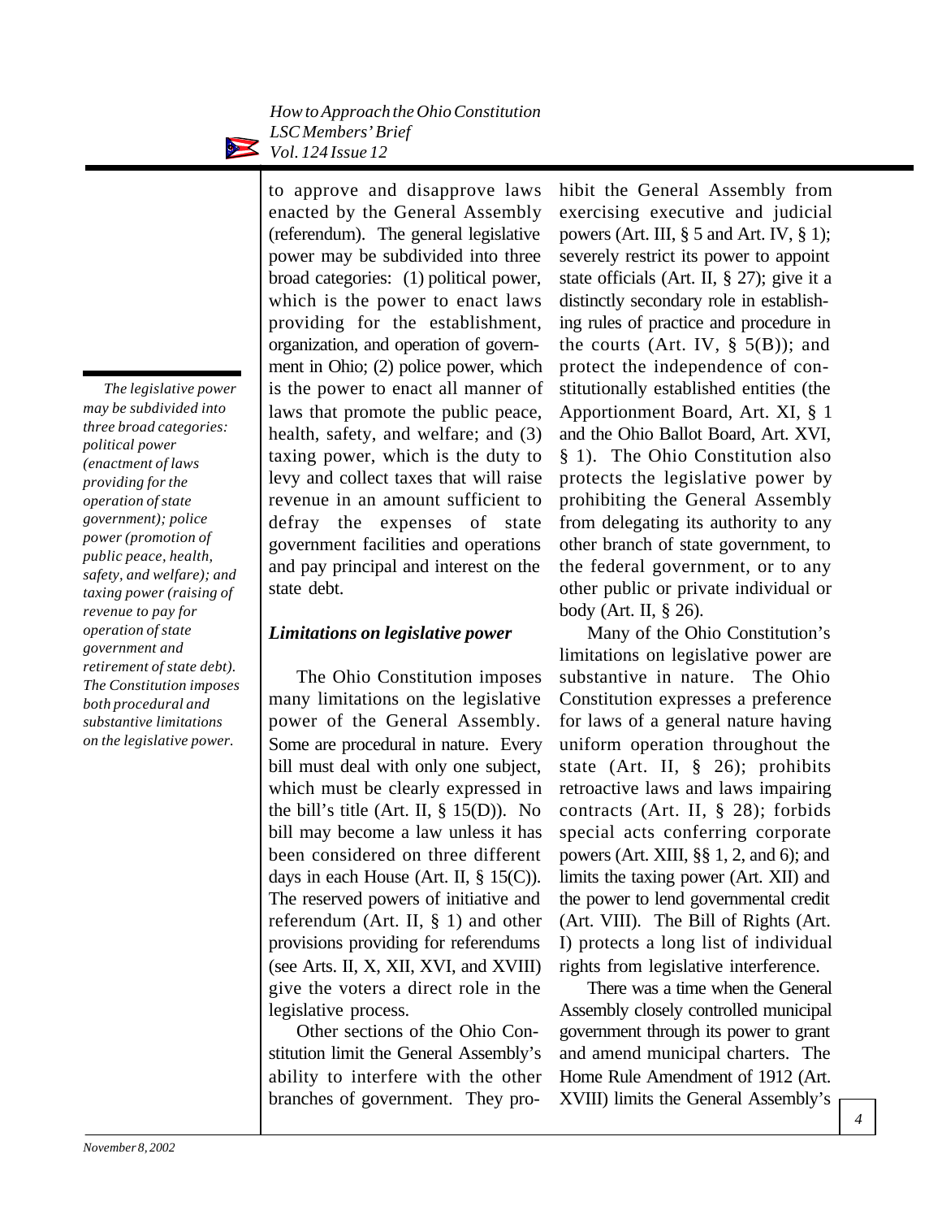to approve and disapprove laws enacted by the General Assembly (referendum). The general legislative power may be subdivided into three broad categories: (1) political power, which is the power to enact laws providing for the establishment, organization, and operation of government in Ohio; (2) police power, which is the power to enact all manner of laws that promote the public peace, health, safety, and welfare; and (3) taxing power, which is the duty to levy and collect taxes that will raise revenue in an amount sufficient to defray the expenses of state government facilities and operations and pay principal and interest on the state debt.

*The legislative power may be subdivided into three broad categories: political power (enactment of laws providing for the operation of state government); police power (promotion of public peace, health, safety, and welfare); and taxing power (raising of revenue to pay for operation of state government and retirement of state debt). The Constitution imposes both procedural and substantive limitations on the legislative power.*

### *Limitations on legislative power*

The Ohio Constitution imposes many limitations on the legislative power of the General Assembly. Some are procedural in nature. Every bill must deal with only one subject, which must be clearly expressed in the bill's title (Art. II, § 15(D)). No bill may become a law unless it has been considered on three different days in each House (Art. II, § 15(C)). The reserved powers of initiative and referendum (Art. II, § 1) and other provisions providing for referendums (see Arts. II, X, XII, XVI, and XVIII) give the voters a direct role in the legislative process.

Other sections of the Ohio Constitution limit the General Assembly's ability to interfere with the other branches of government. They prohibit the General Assembly from exercising executive and judicial powers (Art. III, § 5 and Art. IV, § 1); severely restrict its power to appoint state officials (Art. II, § 27); give it a distinctly secondary role in establishing rules of practice and procedure in the courts (Art. IV, § 5(B)); and protect the independence of constitutionally established entities (the Apportionment Board, Art. XI, § 1 and the Ohio Ballot Board, Art. XVI, § 1). The Ohio Constitution also protects the legislative power by prohibiting the General Assembly from delegating its authority to any other branch of state government, to the federal government, or to any other public or private individual or body (Art. II, § 26).

Many of the Ohio Constitution's limitations on legislative power are substantive in nature. The Ohio Constitution expresses a preference for laws of a general nature having uniform operation throughout the state (Art. II, § 26); prohibits retroactive laws and laws impairing contracts (Art. II, § 28); forbids special acts conferring corporate powers (Art. XIII, §§ 1, 2, and 6); and limits the taxing power (Art. XII) and the power to lend governmental credit (Art. VIII). The Bill of Rights (Art. I) protects a long list of individual rights from legislative interference.

There was a time when the General Assembly closely controlled municipal government through its power to grant and amend municipal charters. The Home Rule Amendment of 1912 (Art. XVIII) limits the General Assembly's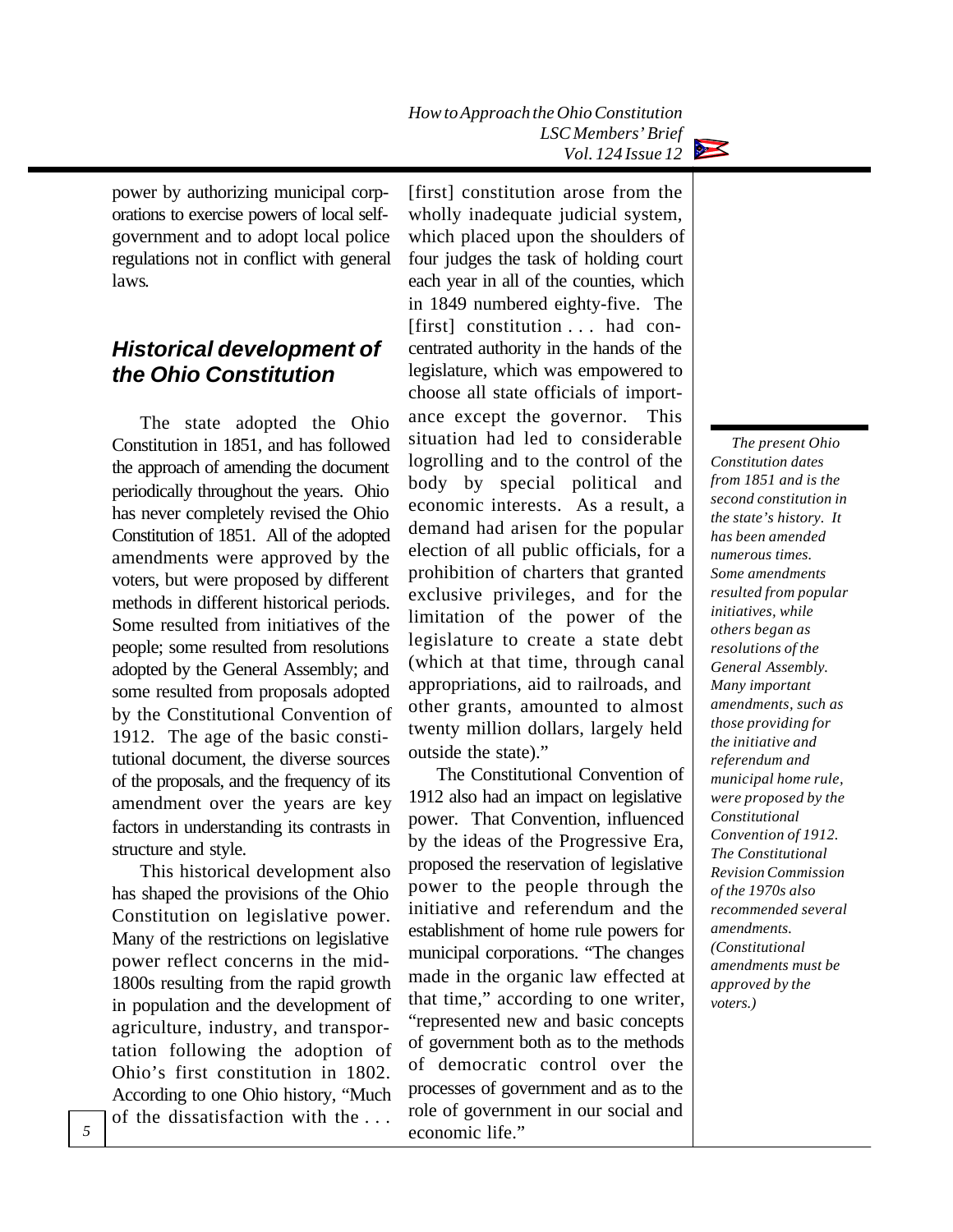power by authorizing municipal corporations to exercise powers of local self-government and to adopt local police regulations not in conflict with general laws.

## Historical development of the Ohio Constitution

The state adopted the Ohio Constitution in 1851, and has followed the approach of amending the document periodically throughout the years. Ohio has never completely revised the Ohio Constitution of 1851. All of the adopted amendments were approved by the voters, but were proposed by different methods in different historical periods. Some resulted from initiatives of the people; some resulted from resolutions adopted by the General Assembly; and some resulted from proposals adopted by the Constitutional Convention of 1912. The age of the basic constitutional document, the diverse sources of the proposals, and the frequency of its amendment over the years are key factors in understanding its contrasts in structure and style.

This historical development also has shaped the provisions of the Ohio Constitution on legislative power. Many of the restrictions on legislative power reflect concerns in the mid-1800s resulting from the rapid growth in population and the development of agriculture, industry, and transportation following the adoption of Ohio's first constitution in 1802. According to one Ohio history, "Much of the dissatisfaction with the . . . [first] constitution arose from the wholly inadequate judicial system, which placed upon the shoulders of four judges the task of holding court each year in all of the counties, which in 1849 numbered eighty-five. The [first] constitution . . . had concentrated authority in the hands of the legislature, which was empowered to choose all state officials of importance except the governor. This situation had led to considerable logrolling and to the control of the body by special political and economic interests. As a result, a demand had arisen for the popular election of all public officials, for a prohibition of charters that granted exclusive privileges, and for the limitation of the power of the legislature to create a state debt (which at that time, through canal appropriations, aid to railroads, and other grants, amounted to almost twenty million dollars, largely held outside the state)."

The Constitutional Convention of 1912 also had an impact on legislative power. That Convention, influenced by the ideas of the Progressive Era, proposed the reservation of legislative power to the people through the initiative and referendum and the establishment of home rule powers for municipal corporations. "The changes made in the organic law effected at that time," according to one writer, "represented new and basic concepts of government both as to the methods of democratic control over the processes of government and as to the role of government in our social and economic life."

*The present Ohio Constitution dates from 1851 and is the second constitution in the state's history. It has been amended numerous times. Some amendments resulted from popular initiatives, while others began as resolutions of the General Assembly. Many important amendments, such as those providing for the initiative and referendum and municipal home rule, were proposed by the Constitutional Convention of 1912. The Constitutional Revision Commission of the 1970s also recommended several amendments. (Constitutional amendments must be approved by the voters.)*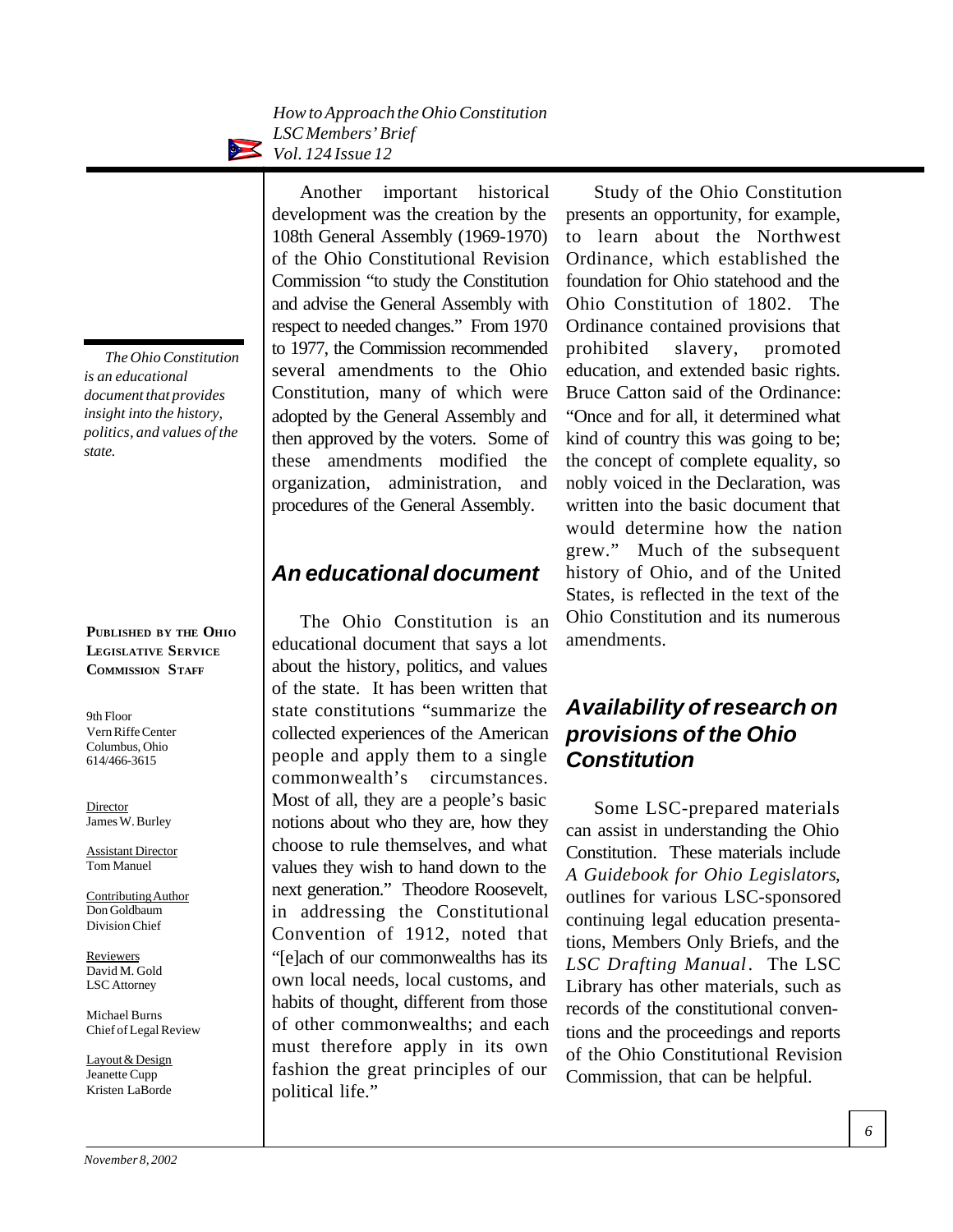Another important historical development was the creation by the 108th General Assembly (1969-1970) of the Ohio Constitutional Revision Commission "to study the Constitution and advise the General Assembly with respect to needed changes." From 1970 to 1977, the Commission recommended several amendments to the Ohio Constitution, many of which were adopted by the General Assembly and then approved by the voters. Some of these amendments modified the organization, administration, and procedures of the General Assembly.

*The Ohio Constitution is an educational document that provides insight into the history, politics, and values of the state.*

## An educational document

The Ohio Constitution is an educational document that says a lot about the history, politics, and values of the state. It has been written that state constitutions "summarize the collected experiences of the American people and apply them to a single commonwealth's circumstances. Most of all, they are a people's basic notions about who they are, how they choose to rule themselves, and what values they wish to hand down to the next generation." Theodore Roosevelt, in addressing the Constitutional Convention of 1912, noted that "[e]ach of our commonwealths has its own local needs, local customs, and habits of thought, different from those of other commonwealths; and each must therefore apply in its own fashion the great principles of our political life."

Study of the Ohio Constitution presents an opportunity, for example, to learn about the Northwest Ordinance, which established the foundation for Ohio statehood and the Ohio Constitution of 1802. The Ordinance contained provisions that prohibited slavery, promoted education, and extended basic rights. Bruce Catton said of the Ordinance: "Once and for all, it determined what kind of country this was going to be; the concept of complete equality, so nobly voiced in the Declaration, was written into the basic document that would determine how the nation grew." Much of the subsequent history of Ohio, and of the United States, is reflected in the text of the Ohio Constitution and its numerous amendments.

## Availability of research on provisions of the Ohio Constitution

Some LSC-prepared materials can assist in understanding the Ohio Constitution. These materials include *A Guidebook for Ohio Legislators*, outlines for various LSC-sponsored continuing legal education presentations, Members Only Briefs, and the *LSC Drafting Manual*. The LSC Library has other materials, such as records of the constitutional conventions and the proceedings and reports of the Ohio Constitutional Revision Commission, that can be helpful.

**PUBLISHED BY THE OHIO LEGISLATIVE SERVICE COMMISSION STAFF**

9th Floor
Vern Riffe Center
Columbus, Ohio
614/466-3615

Director
James W. Burley

Assistant Director
Tom Manuel

Contributing Author
Don Goldbaum
Division Chief

Reviewers
David M. Gold
LSC Attorney

Michael Burns
Chief of Legal Review

Layout & Design
Jeanette Cupp
Kristen LaBorde